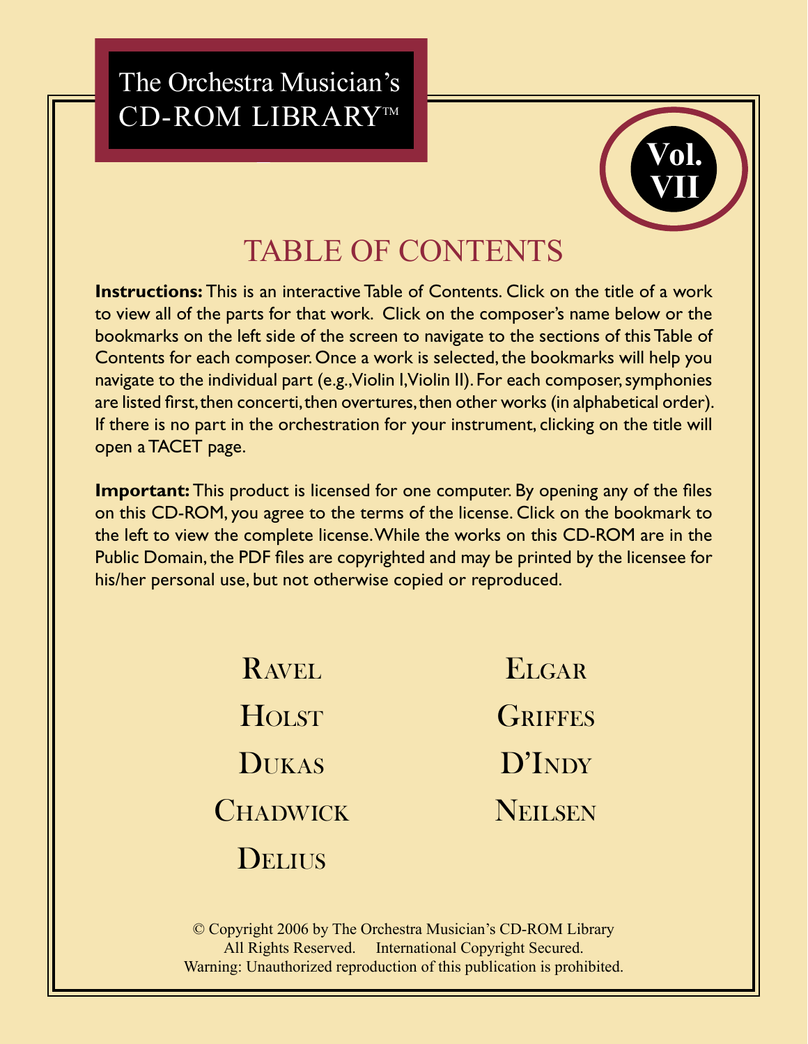# The Orchestra Musician's CD-ROM LIBRARY™

**Vol. VII**

## TABLE OF CONTENTS

**Instructions:** This is an interactive Table of Contents. Click on the title of a work to view all of the parts for that work. Click on the composer's name below or the bookmarks on the left side of the screen to navigate to the sections of this Table of Contents for each composer. Once a work is selected, the bookmarks will help you navigate to the individual part (e.g., Violin I, Violin II). For each composer, symphonies are listed first, then concerti, then overtures, then other works (in alphabetical order). If there is no part in the orchestration for your instrument, clicking on the title will open a TACET page.

**Important:** This product is licensed for one computer. By opening any of the files on this CD-ROM, you agree to the terms of the license. Click on the bookmark to the left to view the complete license. While the works on this CD-ROM are in the Public Domain, the PDF files are copyrighted and may be printed by the licensee for his/her personal use, but not otherwise copied or reproduced.

- Ravel
- Holst
- Dukas
- Chadwick
- Delius
- Elgar
- Griffes
- D'Indy
- Neilsen

© Copyright 2006 by The Orchestra Musician's CD-ROM Library
All Rights Reserved. International Copyright Secured.
Warning: Unauthorized reproduction of this publication is prohibited.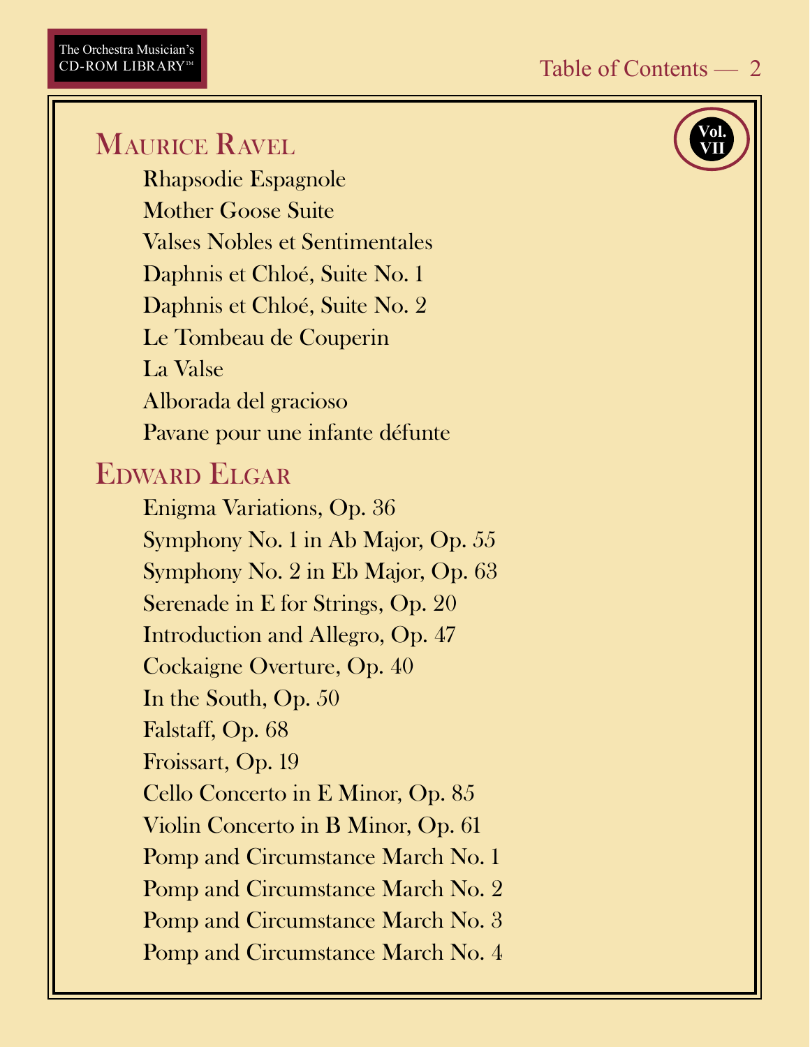## Maurice Ravel

- Rhapsodie Espagnole
- Mother Goose Suite
- Valses Nobles et Sentimentales
- Daphnis et Chloé, Suite No. 1
- Daphnis et Chloé, Suite No. 2
- Le Tombeau de Couperin
- La Valse
- Alborada del gracioso
- Pavane pour une infante défunte

## Edward Elgar

- Enigma Variations, Op. 36
- Symphony No. 1 in Ab Major, Op. 55
- Symphony No. 2 in Eb Major, Op. 63
- Serenade in E for Strings, Op. 20
- Introduction and Allegro, Op. 47
- Cockaigne Overture, Op. 40
- In the South, Op. 50
- Falstaff, Op. 68
- Froissart, Op. 19
- Cello Concerto in E Minor, Op. 85
- Violin Concerto in B Minor, Op. 61
- Pomp and Circumstance March No. 1
- Pomp and Circumstance March No. 2
- Pomp and Circumstance March No. 3
- Pomp and Circumstance March No. 4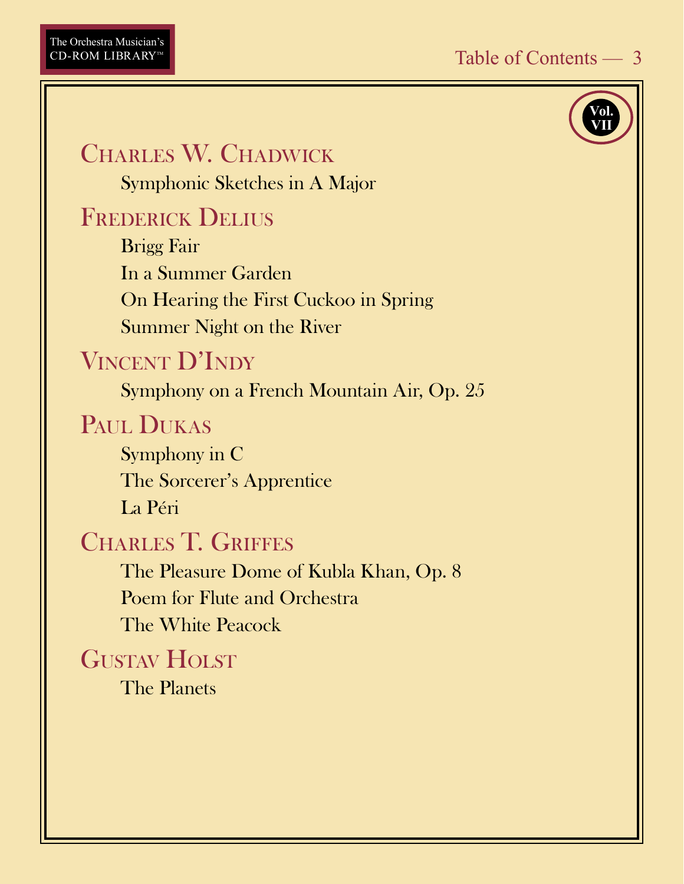Vol. VII

## Charles W. Chadwick

Symphonic Sketches in A Major

## Frederick Delius

Brigg Fair

In a Summer Garden

On Hearing the First Cuckoo in Spring

Summer Night on the River

## Vincent D'Indy

Symphony on a French Mountain Air, Op. 25

## Paul Dukas

Symphony in C

The Sorcerer's Apprentice

La Péri

## Charles T. Griffes

The Pleasure Dome of Kubla Khan, Op. 8

Poem for Flute and Orchestra

The White Peacock

## Gustav Holst

The Planets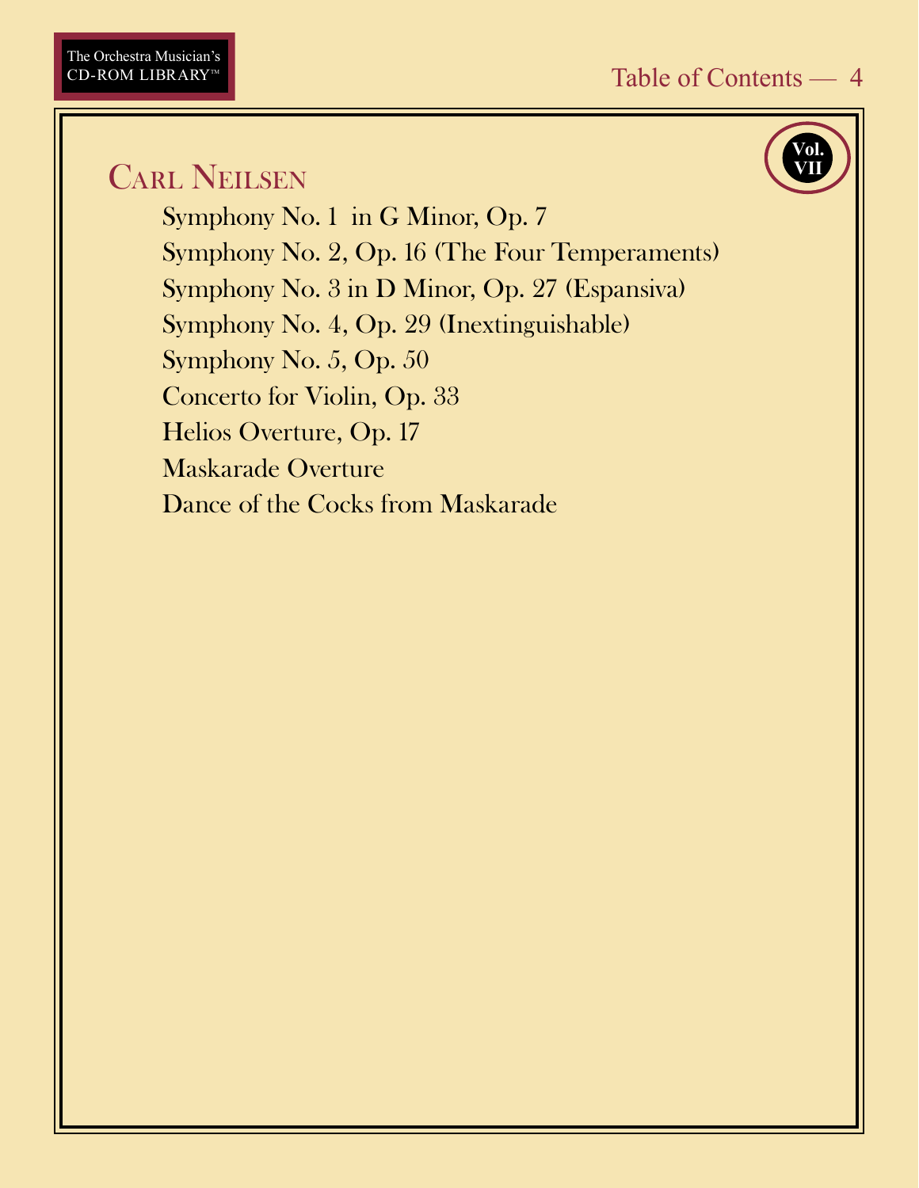## Carl Neilsen

Vol. VII

- Symphony No. 1 in G Minor, Op. 7
- Symphony No. 2, Op. 16 (The Four Temperaments)
- Symphony No. 3 in D Minor, Op. 27 (Espansiva)
- Symphony No. 4, Op. 29 (Inextinguishable)
- Symphony No. 5, Op. 50
- Concerto for Violin, Op. 33
- Helios Overture, Op. 17
- Maskarade Overture
- Dance of the Cocks from Maskarade